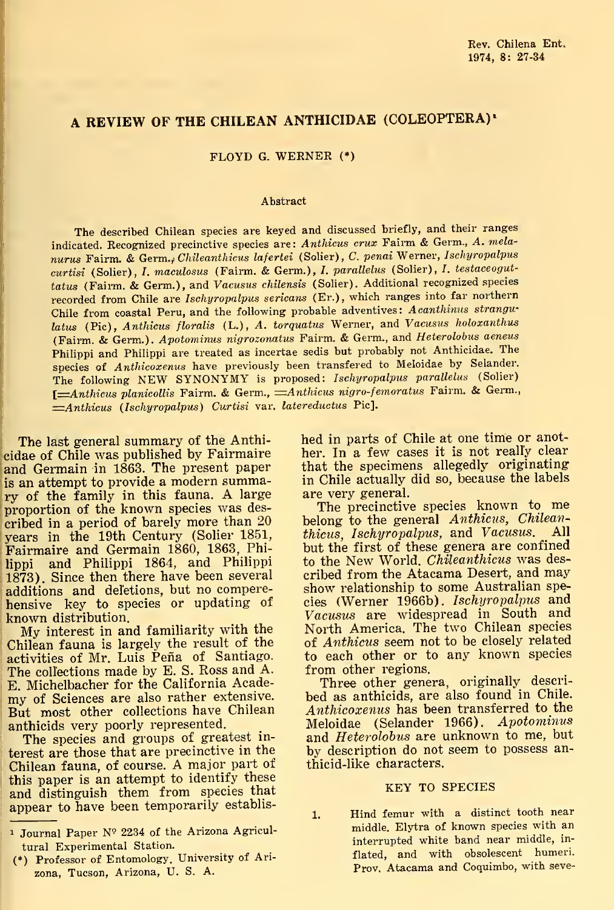# A REVIEW OF THE CHILEAN ANTHICIDAE (COLEOPTERA)[1]

FLOYD G. WERNER (*)

### Abstract

The described Chilean species are keyed and discussed briefly, and their ranges indicated. Recognized precinctive species are: *Anthicus crux* Fairm & Germ., *A. melanurus* Fairm. & Germ., *Chileanthicus lafertei* (Solier), *C. penai* Werner, *Ischyropalpus curtisi* (Solier), *I. maculosus* (Fairm. & Germ.), *I. parallelus* (Solier), *I. testaceoguttatus* (Fairm. & Germ.), and *Vacusus chilensis* (Solier). Additional recognized species recorded from Chile are *Ischyropalpus sericans* (Er.), which ranges into far northern Chile from coastal Peru, and the following probable adventives: *Acanthinus strangulatus* (Pic), *Anthicus floralis* (L.), *A. torquatus* Werner, and *Vacusus holoxanthus* (Fairm. & Germ.). *Apotominus nigrozonatus* Fairm. & Germ., and *Heterolobus aeneus* Philippi and Philippi are treated as incertae sedis but probably not Anthicidae. The species of *Anthicoxenus* have previously been transfered to Meloidae by Selander. The following NEW SYNONYMY is proposed: *Ischyropalpus parallelus* (Solier) [=*Anthicus planicollis* Fairm. & Germ., =*Anthicus nigro-femoratus* Fairm. & Germ., =*Anthicus (Ischyropalpus) Curtisi* var. *latereductus* Pic].

The last general summary of the Anthicidae of Chile was published by Fairmaire and Germain in 1863. The present paper is an attempt to provide a modern summary of the family in this fauna. A large proportion of the known species was described in a period of barely more than 20 years in the 19th Century (Solier 1851, Fairmaire and Germain 1860, 1863, Philippi and Philippi 1864, and Philippi 1873). Since then there have been several additions and deletions, but no comperehensive key to species or updating of known distribution.

My interest in and familiarity with the Chilean fauna is largely the result of the activities of Mr. Luis Peña of Santiago. The collections made by E. S. Ross and A. E. Michelbacher for the California Academy of Sciences are also rather extensive. But most other collections have Chilean anthicids very poorly represented.

The species and groups of greatest interest are those that are precinctive in the Chilean fauna, of course. A major part of this paper is an attempt to identify these and distinguish them from species that appear to have been temporarily established in parts of Chile at one time or another. In a few cases it is not really clear that the specimens allegedly originating in Chile actually did so, because the labels are very general.

The precinctive species known to me belong to the general *Anthicus*, *Chileanthicus*, *Ischyropalpus*, and *Vacusus*. All but the first of these genera are confined to the New World. *Chileanthicus* was described from the Atacama Desert, and may show relationship to some Australian species (Werner 1966b). *Ischyropalpus* and *Vacusus* are widespread in South and North America. The two Chilean species of *Anthicus* seem not to be closely related to each other or to any known species from other regions.

Three other genera, originally described as anthicids, are also found in Chile. *Anthicoxenus* has been transferred to the Meloidae (Selander 1966). *Apotominus* and *Heterolobus* are unknown to me, but by description do not seem to possess anthicid-like characters.

## KEY TO SPECIES

1. Hind femur with a distinct tooth near middle. Elytra of known species with an interrupted white band near middle, inflated, and with obsolescent humeri. Prov. Atacama and Coquimbo, with seve-

---

[1] Journal Paper Nº 2234 of the Arizona Agricultural Experimental Station.

(*) Professor of Entomology, University of Arizona, Tucson, Arizona, U. S. A.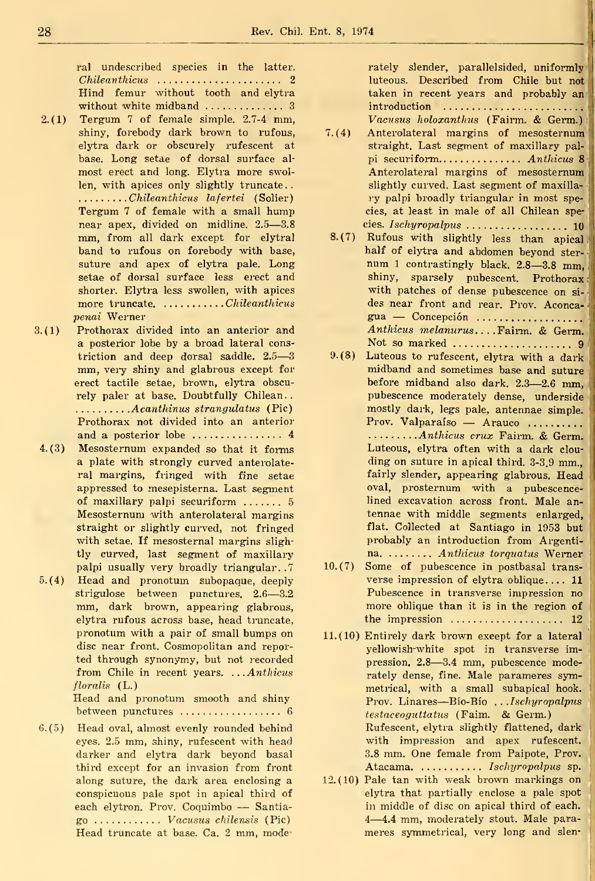ral undescribed species in the latter. *Chileanthicus* ...................... 2
Hind femur without tooth and elytra without white midband .............. 3

2.(1) Tergum 7 of female simple. 2.7-4 mm, shiny, forebody dark brown to rufous, elytra dark or obscurely rufescent at base. Long setae of dorsal surface almost erect and long. Elytra more swollen, with apices only slightly truncate.. ........*Chileanthicus lafertei* (Solier)
Tergum 7 of female with a small hump near apex, divided on midline. 2.5—3.8 mm, from all dark except for elytral band to rufous on forebody with base, suture and apex of elytra pale. Long setae of dorsal surface less erect and shorter. Elytra less swollen, with apices more truncate. ...........*Chileanthicus penai* Werner

3.(1) Prothorax divided into an anterior and a posterior lobe by a broad lateral constriction and deep dorsal saddle. 2.5—3 mm, very shiny and glabrous except for erect tactile setae, brown, elytra obscurely paler at base. Doubtfully Chilean.. ..........*Acanthinus strangulatus* (Pic)
Prothorax not divided into an anterior and a posterior lobe ................ 4

4.(3) Mesosternum expanded so that it forms a plate with strongly curved anterolateral margins, fringed with fine setae appressed to mesepisterna. Last segment of maxillary palpi securiform ....... 5
Mesosternum with anterolateral margins straight or slightly curved, not fringed with setae. If mesosternal margins slightly curved, last segment of maxillary palpi usually very broadly triangular..7

5.(4) Head and pronotum subopaque, deeply strigulose between punctures. 2.6—3.2 mm, dark brown, appearing glabrous, elytra rufous across base, head truncate, pronotum with a pair of small bumps on disc near front. Cosmopolitan and reported through synonymy, but not recorded from Chile in recent years. ...*Anthicus floralis* (L.)
Head and pronotum smooth and shiny between punctures .................. 6

6.(5) Head oval, almost evenly rounded behind eyes. 2.5 mm, shiny, rufescent with head darker and elytra dark beyond basal third except for an invasion from front along suture, the dark area enclosing a conspicuous pale spot in apical third of each elytron. Prov. Coquimbo — Santiago ........... *Vacusus chilensis* (Pic)
Head truncate at base. Ca. 2 mm, moderately slender, parallelsided, uniformly luteous. Described from Chile but not taken in recent years and probably an introduction .........................
*Vacusus holoxanthus* (Fairm. & Germ.)

7.(4) Anterolateral margins of mesosternum straight. Last segment of maxillary palpi securiform.............. *Anthicus* 8
Anterolateral margins of mesosternum slightly curved. Last segment of maxillary palpi broadly triangular in most species, at least in male of all Chilean species. *Ischyropalpus* .................. 10

8.(7) Rufous with slightly less than apical half of elytra and abdomen beyond sternum 1 contrastingly black. 2.8—3.8 mm, shiny, sparsely pubescent. Prothorax with patches of dense pubescence on sides near front and rear. Prov. Aconcagua — Concepción ...................
*Anthicus melanurus*....Fairm. & Germ.
Not so marked ..................... 9

9.(8) Luteous to rufescent, elytra with a dark midband and sometimes base and suture before midband also dark. 2.3—2.6 mm, pubescence moderately dense, underside mostly dark, legs pale, antennae simple. Prov. Valparaíso — Arauco .......... .........*Anthicus crux* Fairm. & Germ.
Luteous, elytra often with a dark clouding on suture in apical third. 3-3.9 mm., fairly slender, appearing glabrous. Head oval, prosternum with a pubescence-lined excavation across front. Male antennae with middle segments enlarged, flat. Collected at Santiago in 1953 but probably an introduction from Argentina. ........ *Anthicus torquatus* Werner

10.(7) Some of pubescence in postbasal transverse impression of elytra oblique.... 11
Pubescence in transverse impression no more oblique than it is in the region of the impression .................... 12

11.(10) Entirely dark brown except for a lateral yellowish-white spot in transverse impression. 2.8—3.4 mm, pubescence moderately dense, fine. Male parameres symmetrical, with a small subapical hook. Prov. Linares—Bío-Bío ...*Ischyropalpus testaceoguttatus* (Faim. & Germ.)
Rufescent, elytra slightly flattened, dark with impression and apex rufescent. 3.8 mm. One female from Paipote, Prov. Atacama. ........... *Ischyropalpus* sp.

12.(10) Pale tan with weak brown markings on elytra that partially enclose a pale spot in middle of disc on apical third of each. 4—4.4 mm, moderately stout. Male parameres symmetrical, very long and slen-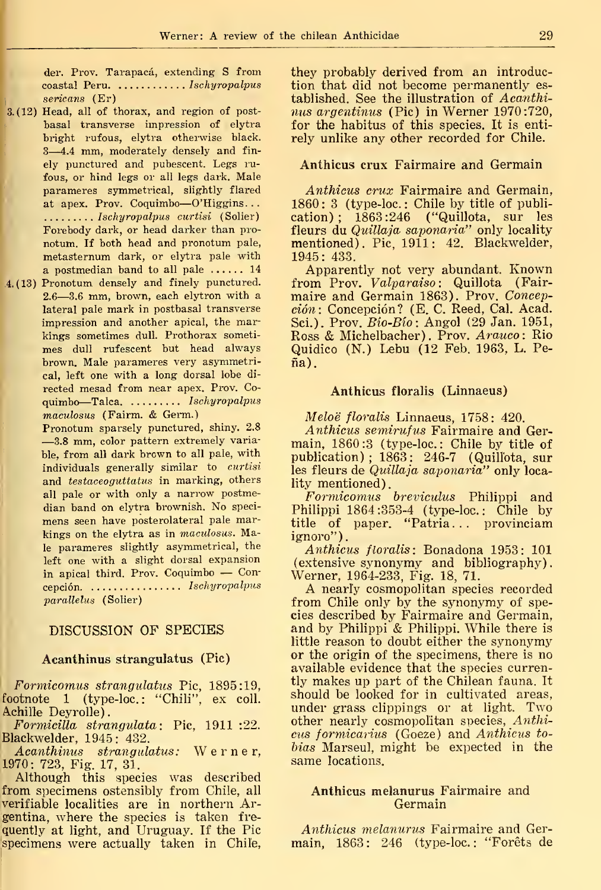der. Prov. Tarapacá, extending S from coastal Peru. ............ *Ischyropalpus sericans* (Er)

3.(12) Head, all of thorax, and region of postbasal transverse impression of elytra bright rufous, elytra otherwise black. 3—4.4 mm, moderately densely and finely punctured and pubescent. Legs rufous, or hind legs or all legs dark. Male parameres symmetrical, slightly flared at apex. Prov. Coquimbo—O'Higgins... ......... *Ischyropalpus curtisi* (Solier)

Forebody dark, or head darker than pronotum. If both head and pronotum pale, metasternum dark, or elytra pale with a postmedian band to all pale ...... 14

4.(13) Pronotum densely and finely punctured. 2.6—3.6 mm, brown, each elytron with a lateral pale mark in postbasal transverse impression and another apical, the markings sometimes dull. Prothorax sometimes dull rufescent but head always brown. Male parameres very asymmetrical, left one with a long dorsal lobe directed mesad from near apex. Prov. Coquimbo—Talca. ......... *Ischyropalpus maculosus* (Fairm. & Germ.)

Pronotum sparsely punctured, shiny. 2.8—3.8 mm, color pattern extremely variable, from all dark brown to all pale, with individuals generally similar to *curtisi* and *testaceoguttatus* in marking, others all pale or with only a narrow postmedian band on elytra brownish. No specimens seen have posterolateral pale markings on the elytra as in *maculosus*. Male parameres slightly asymmetrical, the left one with a slight dorsal expansion in apical third. Prov. Coquimbo — Concepción. ................ *Ischyropalpus parallelus* (Solier)

## DISCUSSION OF SPECIES

### Acanthinus strangulatus (Pic)

*Formicomus strangulatus* Pic, 1895:19, footnote 1 (type-loc.: "Chili", ex coll. Achille Deyrolle).

*Formicilla strangulata*: Pic, 1911 :22. Blackwelder, 1945: 432.

*Acanthinus strangulatus:* Werner, 1970: 723, Fig. 17, 31.

Although this species was described from specimens ostensibly from Chile, all verifiable localities are in northern Argentina, where the species is taken frequently at light, and Uruguay. If the Pic specimens were actually taken in Chile, they probably derived from an introduction that did not become permanently established. See the illustration of *Acanthinus argentinus* (Pic) in Werner 1970:720, for the habitus of this species. It is entirely unlike any other recorded for Chile.

### Anthicus crux Fairmaire and Germain

*Anthicus crux* Fairmaire and Germain, 1860: 3 (type-loc.: Chile by title of publication); 1863:246 ("Quillota, sur les fleurs du *Quillaja saponaria*" only locality mentioned). Pic, 1911: 42. Blackwelder, 1945: 433.

Apparently not very abundant. Known from Prov. *Valparaiso*: Quillota (Fairmaire and Germain 1863). Prov. *Concepción*: Concepción? (E. C. Reed, Cal. Acad. Sci.). Prov. *Bío-Bío*: Angol (29 Jan. 1951, Ross & Michelbacher). Prov. *Arauco*: Rio Quidico (N.) Lebu (12 Feb. 1963, L. Peña).

### Anthicus floralis (Linnaeus)

*Meloë floralis* Linnaeus, 1758: 420.

*Anthicus semirufus* Fairmaire and Germain, 1860:3 (type-loc.: Chile by title of publication); 1863: 246-7 (Quillota, sur les fleurs de *Quillaja saponaria*" only locality mentioned).

*Formicomus breviculus* Philippi and Philippi 1864:353-4 (type-loc.: Chile by title of paper. "Patria... provinciam ignoro").

*Anthicus floralis*: Bonadona 1953: 101 (extensive synonymy and bibliography). Werner, 1964-233, Fig. 18, 71.

A nearly cosmopolitan species recorded from Chile only by the synonymy of species described by Fairmaire and Germain, and by Philippi & Philippi. While there is little reason to doubt either the synonymy or the origin of the specimens, there is no available evidence that the species currently makes up part of the Chilean fauna. It should be looked for in cultivated areas, under grass clippings or at light. Two other nearly cosmopolitan species, *Anthicus formicarius* (Goeze) and *Anthicus tobias* Marseul, might be expected in the same locations.

### Anthicus melanurus Fairmaire and Germain

*Anthicus melanurus* Fairmaire and Germain, 1863: 246 (type-loc.: "Forêts de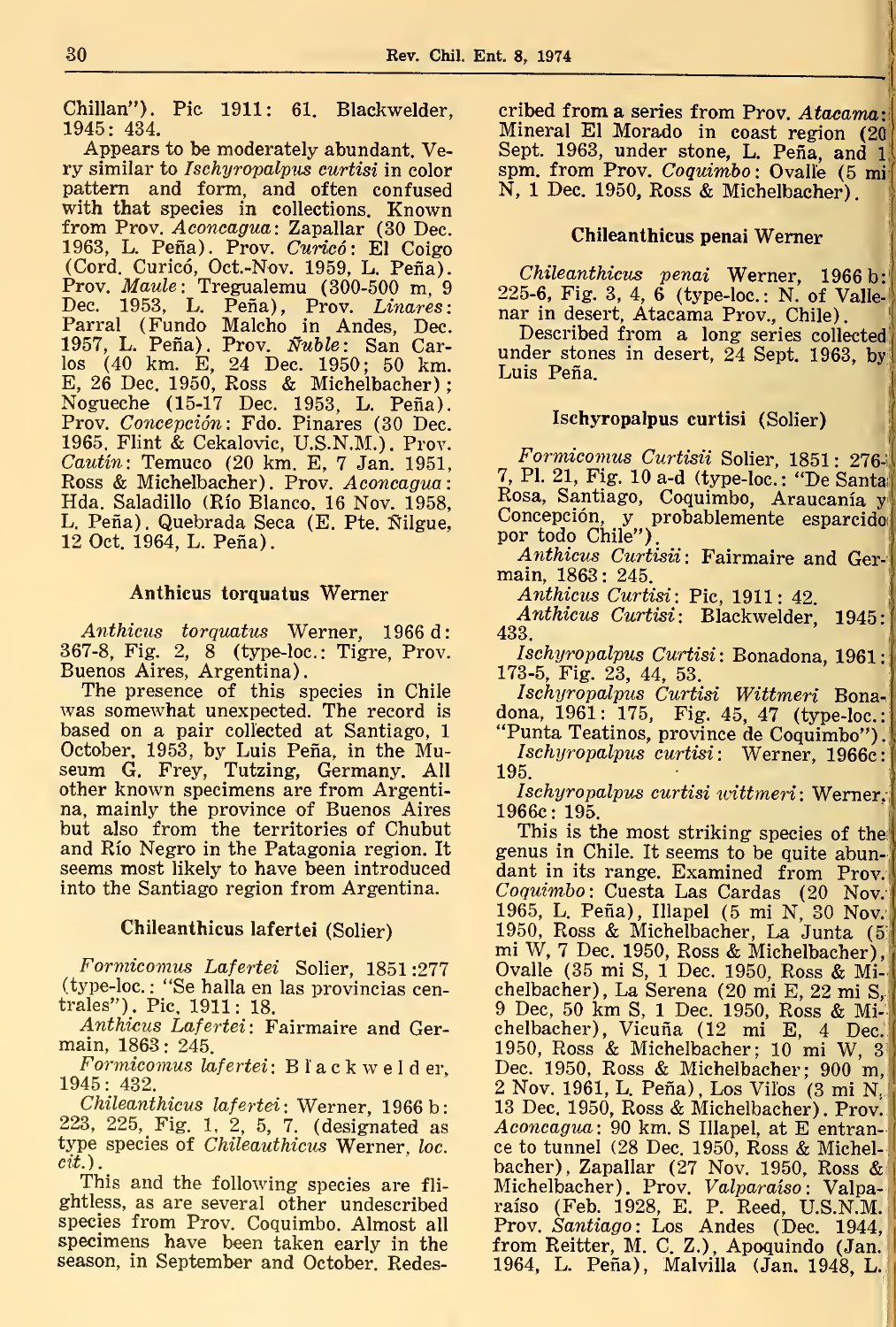Chillan"). Pic 1911: 61. Blackwelder, 1945: 434.

Appears to be moderately abundant. Very similar to *Ischyropalpus curtisi* in color pattern and form, and often confused with that species in collections. Known from Prov. *Aconcagua*: Zapallar (30 Dec. 1963, L. Peña). Prov. *Curicó*: El Coigo (Cord. Curicó, Oct.-Nov. 1959, L. Peña). Prov. *Maule*: Tregualemu (300-500 m, 9 Dec. 1953, L. Peña), Prov. *Linares*: Parral (Fundo Malcho in Andes, Dec. 1957, L. Peña). Prov. *Ñuble*: San Carlos (40 km. E, 24 Dec. 1950; 50 km. E, 26 Dec. 1950, Ross & Michelbacher); Nogueche (15-17 Dec. 1953, L. Peña). Prov. *Concepción*: Fdo. Pinares (30 Dec. 1965, Flint & Cekalovic, U.S.N.M.). Prov. *Cautín*: Temuco (20 km. E, 7 Jan. 1951, Ross & Michelbacher). Prov. *Aconcagua*: Hda. Saladillo (Río Blanco, 16 Nov. 1958, L. Peña). Quebrada Seca (E. Pte. Ñilgue, 12 Oct. 1964, L. Peña).

### Anthicus torquatus Werner

*Anthicus torquatus* Werner, 1966 d: 367-8, Fig. 2, 8 (type-loc.: Tigre, Prov. Buenos Aires, Argentina).

The presence of this species in Chile was somewhat unexpected. The record is based on a pair collected at Santiago, 1 October, 1953, by Luis Peña, in the Museum G. Frey, Tutzing, Germany. All other known specimens are from Argentina, mainly the province of Buenos Aires but also from the territories of Chubut and Río Negro in the Patagonia region. It seems most likely to have been introduced into the Santiago region from Argentina.

### Chileanthicus lafertei (Solier)

*Formicomus Lafertei* Solier, 1851:277 (type-loc.: "Se halla en las provincias centrales"). Pic, 1911: 18.

*Anthicus Lafertei*: Fairmaire and Germain, 1863: 245.

*Formicomus lafertei*: Blackwelder, 1945: 432.

*Chileanthicus lafertei*: Werner, 1966 b: 223, 225, Fig. 1, 2, 5, 7. (designated as type species of *Chileauthicus* Werner, *loc. cit.*).

This and the following species are flightless, as are several other undescribed species from Prov. Coquimbo. Almost all specimens have been taken early in the season, in September and October. Redescribed from a series from Prov. *Atacama*: Mineral El Morado in coast region (20 Sept. 1963, under stone, L. Peña, and 1 spm. from Prov. *Coquimbo*: Ovalle (5 mi N, 1 Dec. 1950, Ross & Michelbacher).

### Chileanthicus penai Werner

*Chileanthicus penai* Werner, 1966 b: 225-6, Fig. 3, 4, 6 (type-loc.: N. of Vallenar in desert, Atacama Prov., Chile).

Described from a long series collected under stones in desert, 24 Sept. 1963, by Luis Peña.

### Ischyropalpus curtisi (Solier)

*Formicomus Curtisii* Solier, 1851: 276-7, Pl. 21, Fig. 10 a-d (type-loc.: "De Santa Rosa, Santiago, Coquimbo, Araucanía y Concepción, y probablemente esparcido por todo Chile").

*Anthicus Curtisii*: Fairmaire and Germain, 1863: 245.

*Anthicus Curtisi*: Pic, 1911: 42.

*Anthicus Curtisi*: Blackwelder, 1945: 433.

*Ischyropalpus Curtisi*: Bonadona, 1961: 173-5, Fig. 23, 44, 53.

*Ischyropalpus Curtisi Wittmeri* Bonadona, 1961: 175, Fig. 45, 47 (type-loc.: "Punta Teatinos, province de Coquimbo").

*Ischyropalpus curtisi*: Werner, 1966c: 195.

*Ischyropalpus curtisi wittmeri*: Werner, 1966c: 195.

This is the most striking species of the genus in Chile. It seems to be quite abundant in its range. Examined from Prov. *Coquimbo*: Cuesta Las Cardas (20 Nov. 1965, L. Peña), Illapel (5 mi N, 30 Nov. 1950, Ross & Michelbacher, La Junta (5 mi W, 7 Dec. 1950, Ross & Michelbacher), Ovalle (35 mi S, 1 Dec. 1950, Ross & Michelbacher), La Serena (20 mi E, 22 mi S, 9 Dec, 50 km S, 1 Dec. 1950, Ross & Michelbacher), Vicuña (12 mi E, 4 Dec. 1950, Ross & Michelbacher; 10 mi W, 3 Dec. 1950, Ross & Michelbacher; 900 m, 2 Nov. 1961, L. Peña), Los Vilos (3 mi N, 13 Dec. 1950, Ross & Michelbacher). Prov. *Aconcagua*: 90 km. S Illapel, at E entrance to tunnel (28 Dec. 1950, Ross & Michelbacher), Zapallar (27 Nov. 1950, Ross & Michelbacher). Prov. *Valparaíso*: Valparaíso (Feb. 1928, E. P. Reed, U.S.N.M. Prov. *Santiago*: Los Andes (Dec. 1944, from Reitter, M. C. Z.), Apoquindo (Jan. 1964, L. Peña), Malvilla (Jan. 1948, L.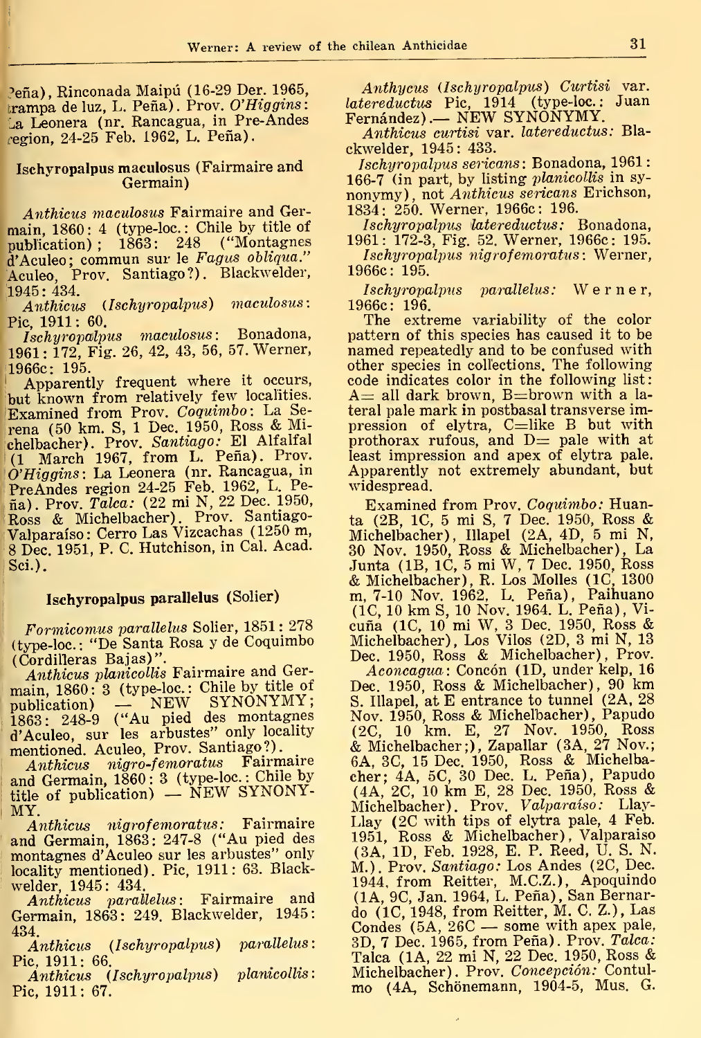Peña), Rinconada Maipú (16-29 Der. 1965, trampa de luz, L. Peña). Prov. *O'Higgins*: La Leonera (nr. Rancagua, in Pre-Andes region, 24-25 Feb. 1962, L. Peña).

### Ischyropalpus maculosus (Fairmaire and Germain)

*Anthicus maculosus* Fairmaire and Germain, 1860: 4 (type-loc.: Chile by title of publication); 1863: 248 ("Montagnes d'Aculeo; commun sur le *Fagus obliqua*." Aculeo, Prov. Santiago?). Blackwelder, 1945: 434.

*Anthicus* (*Ischyropalpus*) *maculosus*: Pic, 1911: 60.

*Ischyropalpus maculosus*: Bonadona, 1961: 172, Fig. 26, 42, 43, 56, 57. Werner, 1966c: 195.

Apparently frequent where it occurs, but known from relatively few localities. Examined from Prov. *Coquimbo*: La Serena (50 km. S, 1 Dec. 1950, Ross & Michelbacher). Prov. *Santiago*: El Alfalfal (1 March 1967, from L. Peña). Prov. *O'Higgins*: La Leonera (nr. Rancagua, in PreAndes region 24-25 Feb. 1962, L. Peña). Prov. *Talca*: (22 mi N, 22 Dec. 1950, Ross & Michelbacher). Prov. Santiago-Valparaíso: Cerro Las Vizcachas (1250 m, 8 Dec. 1951, P. C. Hutchison, in Cal. Acad. Sci.).

### Ischyropalpus parallelus (Solier)

*Formicomus parallelus* Solier, 1851: 278 (type-loc.: "De Santa Rosa y de Coquimbo (Cordilleras Bajas)".

*Anthicus planicollis* Fairmaire and Germain, 1860: 3 (type-loc.: Chile by title of publication) — NEW SYNONYMY; 1863: 248-9 ("Au pied des montagnes d'Aculeo, sur les arbustes" only locality mentioned. Aculeo, Prov. Santiago?).

*Anthicus nigro-femoratus* Fairmaire and Germain, 1860: 3 (type-loc.: Chile by title of publication) — NEW SYNONYMY.

*Anthicus nigrofemoratus*: Fairmaire and Germain, 1863: 247-8 ("Au pied des montagnes d'Aculeo sur les arbustes" only locality mentioned). Pic, 1911: 63. Blackwelder, 1945: 434.

*Anthicus parallelus*: Fairmaire and Germain, 1863: 249. Blackwelder, 1945: 434.

*Anthicus* (*Ischyropalpus*) *parallelus*: Pic, 1911: 66.

*Anthicus* (*Ischyropalpus*) *planicollis*: Pic, 1911: 67.

*Anthycus* (*Ischyropalpus*) *Curtisi* var. *latereductus* Pic, 1914 (type-loc.: Juan Fernández).— NEW SYNONYMY.

*Anthicus curtisi* var. *latereductus*: Blackwelder, 1945: 433.

*Ischyropalpus sericans*: Bonadona, 1961: 166-7 (in part, by listing *planicollis* in synonymy), not *Anthicus sericans* Erichson, 1834: 250. Werner, 1966c: 196.

*Ischyropalpus latereductus*: Bonadona, 1961: 172-3, Fig. 52. Werner, 1966c: 195.

*Ischyropalpus nigrofemoratus*: Werner, 1966c: 195.

*Ischyropalpus parallelus*: Werner, 1966c: 196.

The extreme variability of the color pattern of this species has caused it to be named repeatedly and to be confused with other species in collections. The following code indicates color in the following list: A= all dark brown, B=brown with a lateral pale mark in postbasal transverse impression of elytra, C=like B but with prothorax rufous, and D= pale with at least impression and apex of elytra pale. Apparently not extremely abundant, but widespread.

Examined from Prov. *Coquimbo*: Huanta (2B, 1C, 5 mi S, 7 Dec. 1950, Ross & Michelbacher), Illapel (2A, 4D, 5 mi N, 30 Nov. 1950, Ross & Michelbacher), La Junta (1B, 1C, 5 mi W, 7 Dec. 1950, Ross & Michelbacher), R. Los Molles (1C, 1300 m, 7-10 Nov. 1962, L. Peña), Paihuano (1C, 10 km S, 10 Nov. 1964. L. Peña), Vicuña (1C, 10 mi W, 3 Dec. 1950, Ross & Michelbacher), Los Vilos (2D, 3 mi N, 13 Dec. 1950, Ross & Michelbacher), Prov. *Aconcagua*: Concón (1D, under kelp, 16 Dec. 1950, Ross & Michelbacher), 90 km S. Illapel, at E entrance to tunnel (2A, 28 Nov. 1950, Ross & Michelbacher), Papudo (2C, 10 km. E, 27 Nov. 1950, Ross & Michelbacher;), Zapallar (3A, 27 Nov.; 6A, 3C, 15 Dec. 1950, Ross & Michelbacher; 4A, 5C, 30 Dec. L. Peña), Papudo (4A, 2C, 10 km E, 28 Dec. 1950, Ross & Michelbacher). Prov. *Valparaíso*: Llay-Llay (2C with tips of elytra pale, 4 Feb. 1951, Ross & Michelbacher), Valparaiso (3A, 1D, Feb. 1928, E. P. Reed, U. S. N. M.). Prov. *Santiago*: Los Andes (2C, Dec. 1944, from Reitter, M.C.Z.), Apoquindo (1A, 9C, Jan. 1964, L. Peña), San Bernardo (1C, 1948, from Reitter, M. C. Z.), Las Condes (5A, 26C — some with apex pale, 3D, 7 Dec. 1965, from Peña). Prov. *Talca*: Talca (1A, 22 mi N, 22 Dec. 1950, Ross & Michelbacher). Prov. *Concepción*: Contulmo (4A, Schönemann, 1904-5, Mus. G.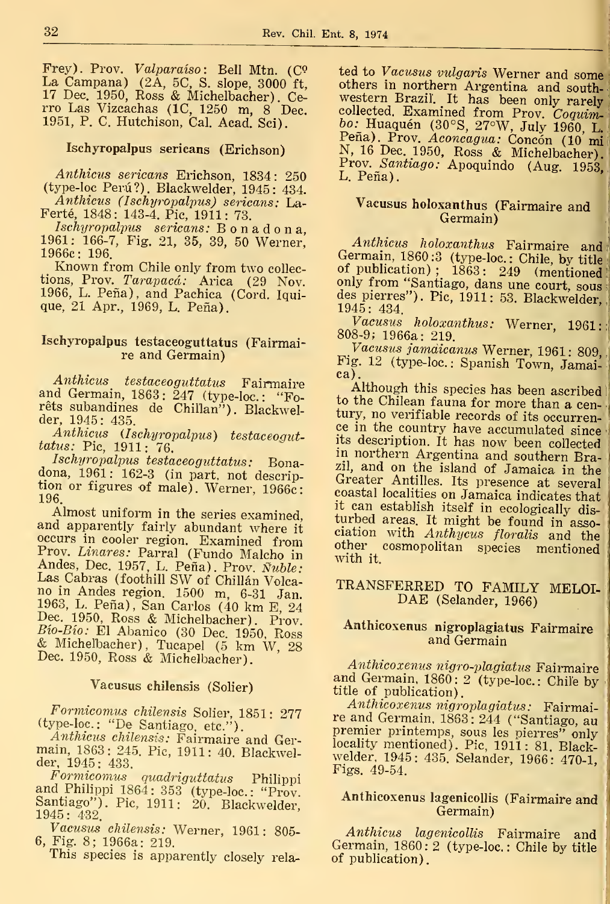Frey). Prov. *Valparaíso*: Bell Mtn. (Cº La Campana) (2A, 5C, S. slope, 3000 ft, 17 Dec. 1950, Ross & Michelbacher). Cerro Las Vizcachas (1C, 1250 m, 8 Dec. 1951, P. C. Hutchison, Cal. Acad. Sci).

### Ischyropalpus sericans (Erichson)

*Anthicus sericans* Erichson, 1834: 250 (type-loc Perú?). Blackwelder, 1945: 434.

*Anthicus (Ischyropalpus) sericans*: LaFerté, 1848: 143-4. Pic, 1911: 73.

*Ischyropalpus sericans*: Bonadona, 1961: 166-7, Fig. 21, 35, 39, 50 Werner, 1966c: 196.

Known from Chile only from two collections, Prov. *Tarapacá*: Arica (29 Nov. 1966, L. Peña), and Pachica (Cord. Iquique, 21 Apr., 1969, L. Peña).

### Ischyropalpus testaceoguttatus (Fairmaire and Germain)

*Anthicus testaceoguttatus* Fairmaire and Germain, 1863: 247 (type-loc.: "Forêts subandines de Chillan"). Blackwelder, 1945: 435.

*Anthicus (Ischyropalpus) testaceoguttatus*: Pic, 1911: 76.

*Ischyropalpus testaceoguttatus*: Bonadona, 1961: 162-3 (in part, not description or figures of male). Werner, 1966c: 196.

Almost uniform in the series examined, and apparently fairly abundant where it occurs in cooler region. Examined from Prov. *Linares*: Parral (Fundo Malcho in Andes, Dec. 1957, L. Peña). Prov. *Ñuble*: Las Cabras (foothill SW of Chillán Volcano in Andes region. 1500 m, 6-31 Jan. 1963, L. Peña), San Carlos (40 km E, 24 Dec. 1950, Ross & Michelbacher). Prov. *Bío-Bío*: El Abanico (30 Dec. 1950, Ross & Michelbacher), Tucapel (5 km W, 28 Dec. 1950, Ross & Michelbacher).

### Vacusus chilensis (Solier)

*Formicomus chilensis* Solier, 1851: 277 (type-loc.: "De Santiago, etc.").

*Anthicus chilensis*: Fairmaire and Germain, 1863: 245. Pic, 1911: 40. Blackwelder, 1945: 433.

*Formicomus quadriguttatus* Philippi and Philippi 1864: 353 (type-loc.: "Prov. Santiago"). Pic, 1911: 20. Blackwelder, 1945: 432.

*Vacusus chilensis*: Werner, 1961: 805-6, Fig. 8; 1966a: 219.

This species is apparently closely related to *Vacusus vulgaris* Werner and some others in northern Argentina and southwestern Brazil. It has been only rarely collected. Examined from Prov. *Coquimbo*: Huaquén (30°S, 27°W, July 1960, L. Peña). Prov. *Aconcagua*: Concón (10 mi N, 16 Dec. 1950, Ross & Michelbacher). Prov. *Santiago*: Apoquindo (Aug. 1953, L. Peña).

### Vacusus holoxanthus (Fairmaire and Germain)

*Anthicus holoxanthus* Fairmaire and Germain, 1860:3 (type-loc.: Chile, by title of publication); 1863: 249 (mentioned only from "Santiago, dans une court, sous des pierres"). Pic, 1911: 53. Blackwelder, 1945: 434.

*Vacusus holoxanthus*: Werner, 1961: 808-9; 1966a: 219.

*Vacusus jamaicanus* Werner, 1961: 809, Fig. 12 (type-loc.: Spanish Town, Jamaica).

Although this species has been ascribed to the Chilean fauna for more than a century, no verifiable records of its occurrence in the country have accumulated since its description. It has now been collected in northern Argentina and southern Brazil, and on the island of Jamaica in the Greater Antilles. Its presence at several coastal localities on Jamaica indicates that it can establish itself in ecologically disturbed areas. It might be found in association with *Anthycus floralis* and the other cosmopolitan species mentioned with it.

## TRANSFERRED TO FAMILY MELOIDAE (Selander, 1966)

### Anthicoxenus nigroplagiatus Fairmaire and Germain

*Anthicoxenus nigro-plagiatus* Fairmaire and Germain, 1860: 2 (type-loc.: Chile by title of publication).

*Anthicoxenus nigroplagiatus*: Fairmaire and Germain, 1863: 244 ("Santiago, au premier printemps, sous les pierres" only locality mentioned). Pic, 1911: 81. Blackwelder, 1945: 435. Selander, 1966: 470-1, Figs. 49-54.

### Anthicoxenus lagenicollis (Fairmaire and Germain)

*Anthicus lagenicollis* Fairmaire and Germain, 1860: 2 (type-loc.: Chile by title of publication).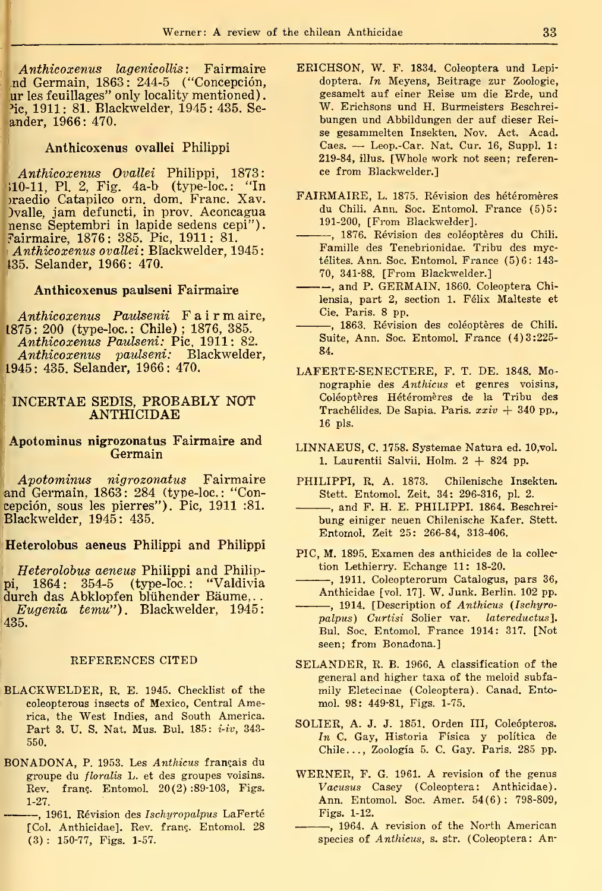*Anthicoxenus lagenicollis*: Fairmaire and Germain, 1863: 244-5 ("Concepción, sur les feuillages" only locality mentioned). Pic, 1911: 81. Blackwelder, 1945: 435. Selander, 1966: 470.

### Anthicoxenus ovallei Philippi

*Anthicoxenus Ovallei* Philippi, 1873: 310-11, Pl. 2, Fig. 4a-b (type-loc.: "In praedio Catapilco orn. dom. Franc. Xav. Ovalle, jam defuncti, in prov. Aconcagua nense Septembri in lapide sedens cepi"). Fairmaire, 1876: 385. Pic, 1911: 81.

*Anthicoxenus ovallei*: Blackwelder, 1945: 435. Selander, 1966: 470.

### Anthicoxenus paulseni Fairmaire

*Anthicoxenus Paulsenii* Fairmaire, 1875: 200 (type-loc.: Chile); 1876, 385.

*Anthicoxenus Paulseni*: Pic, 1911: 82.

*Anthicoxenus paulseni*: Blackwelder, 1945: 435. Selander, 1966: 470.

## INCERTAE SEDIS, PROBABLY NOT ANTHICIDAE

### Apotominus nigrozonatus Fairmaire and Germain

*Apotominus nigrozonatus* Fairmaire and Germain, 1863: 284 (type-loc.: "Concepción, sous les pierres"). Pic, 1911 :81. Blackwelder, 1945: 435.

### Heterolobus aeneus Philippi and Philippi

*Heterolobus aeneus* Philippi and Philippi, 1864: 354-5 (type-loc.: "Valdivia durch das Abklopfen blühender Bäume,.. *Eugenia temu*"). Blackwelder, 1945: 435.

## REFERENCES CITED

BLACKWELDER, R. E. 1945. Checklist of the coleopterous insects of Mexico, Central America, the West Indies, and South America. Part 3. U. S. Nat. Mus. Bul. 185: *i-iv*, 343-550.

BONADONA, P. 1953. Les *Anthicus* français du groupe du *floralis* L. et des groupes voisins. Rev. franç. Entomol. 20(2):89-103, Figs. 1-27.

———, 1961. Révision des *Ischyropalpus* LaFerté [Col. Anthicidae]. Rev. franç. Entomol. 28 (3): 150-77, Figs. 1-57.

ERICHSON, W. F. 1834. Coleoptera und Lepidoptera. *In* Meyens, Beitrage zur Zoologie, gesamelt auf einer Reise um die Erde, und W. Erichsons und H. Burmeisters Beschreibungen und Abbildungen der auf dieser Reise gesammelten Insekten. Nov. Act. Acad. Caes. — Leop.-Car. Nat. Cur. 16, Suppl. 1: 219-84, illus. [Whole work not seen; reference from Blackwelder.]

FAIRMAIRE, L. 1875. Révision des hétéromères du Chili. Ann. Soc. Entomol. France (5)5: 191-200, [From Blackwelder].

———, 1876. Révision des coléoptères du Chili. Famille des Tenebrionidae. Tribu des myctélites. Ann. Soc. Entomol. France (5)6: 143-70, 341-88. [From Blackwelder.]

———, and P. GERMAIN. 1860. Coleoptera Chilensia, part 2, section 1. Félix Malteste et Cie. Paris. 8 pp.

———, 1863. Révision des coléoptères de Chili. Suite, Ann. Soc. Entomol. France (4)3:225-84.

LAFERTE-SENECTERE, F. T. DE. 1848. Monographie des *Anthicus* et genres voisins, Coléoptères Hétéromères de la Tribu des Trachélides. De Sapia. Paris. *xxiv* + 340 pp., 16 pls.

LINNAEUS, C. 1758. Systemae Natura ed. 10,vol. 1. Laurentii Salvii. Holm. 2 + 824 pp.

PHILIPPI, R. A. 1873. Chilenische Insekten. Stett. Entomol. Zeit. 34: 296-316, pl. 2.

———, and F. H. E. PHILIPPI. 1864. Beschreibung einiger neuen Chilenische Kafer. Stett. Entomol. Zeit 25: 266-84, 313-406.

PIC, M. 1895. Examen des anthicides de la collection Lethierry. Echange 11: 18-20.

———, 1911. Coleopterorum Catalogus, pars 36, Anthicidae [vol. 17]. W. Junk. Berlin. 102 pp.

———, 1914. [Description of *Anthicus* (*Ischyropalpus*) *Curtisi* Solier var. *latereductus*]. Bul. Soc. Entomol. France 1914: 317. [Not seen; from Bonadona.]

SELANDER, R. B. 1966. A classification of the general and higher taxa of the meloid subfamily Eletecinae (Coleoptera). Canad. Entomol. 98: 449-81, Figs. 1-75.

SOLIER, A. J. J. 1851. Orden III, Coleópteros. *In* C. Gay, Historia Física y política de Chile..., Zoología 5. C. Gay. Paris. 285 pp.

WERNER, F. G. 1961. A revision of the genus *Vacusus* Casey (Coleoptera: Anthicidae). Ann. Entomol. Soc. Amer. 54(6): 798-809, Figs. 1-12.

———, 1964. A revision of the North American species of *Anthicus*, s. str. (Coleoptera: An-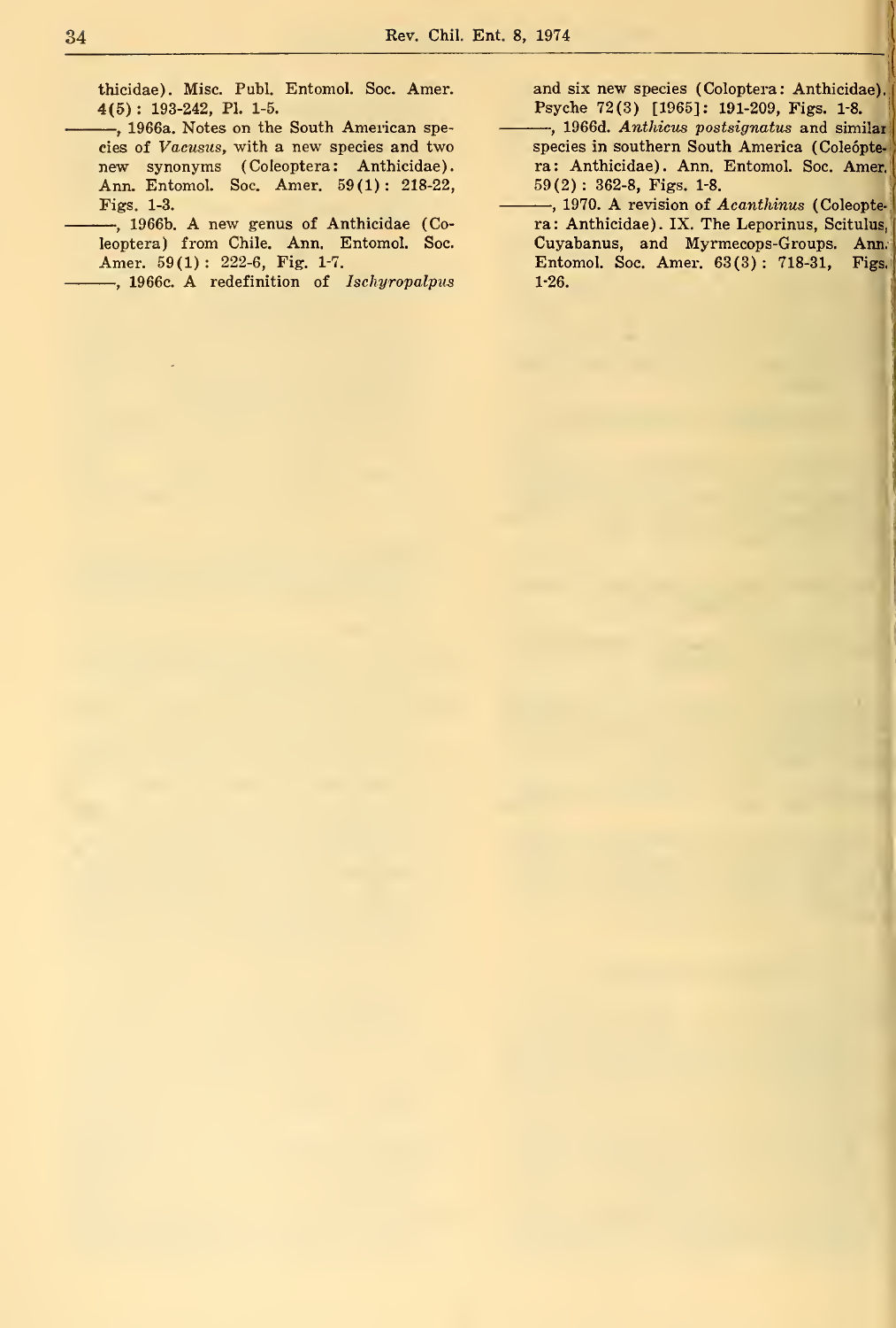thicidae). Misc. Publ. Entomol. Soc. Amer. 4(5): 193-242, Pl. 1-5.

———, 1966a. Notes on the South American species of *Vacusus*, with a new species and two new synonyms (Coleoptera: Anthicidae). Ann. Entomol. Soc. Amer. 59(1): 218-22, Figs. 1-3.

———, 1966b. A new genus of Anthicidae (Coleoptera) from Chile. Ann. Entomol. Soc. Amer. 59(1): 222-6, Fig. 1-7.

———, 1966c. A redefinition of *Ischyropalpus* and six new species (Coloptera: Anthicidae). Psyche 72(3) [1965]: 191-209, Figs. 1-8.

———, 1966d. *Anthicus postsignatus* and similar species in southern South America (Coleóptera: Anthicidae). Ann. Entomol. Soc. Amer. 59(2): 362-8, Figs. 1-8.

———, 1970. A revision of *Acanthinus* (Coleoptera: Anthicidae). IX. The Leporinus, Scitulus, Cuyabanus, and Myrmecops-Groups. Ann. Entomol. Soc. Amer. 63(3): 718-31, Figs. 1-26.